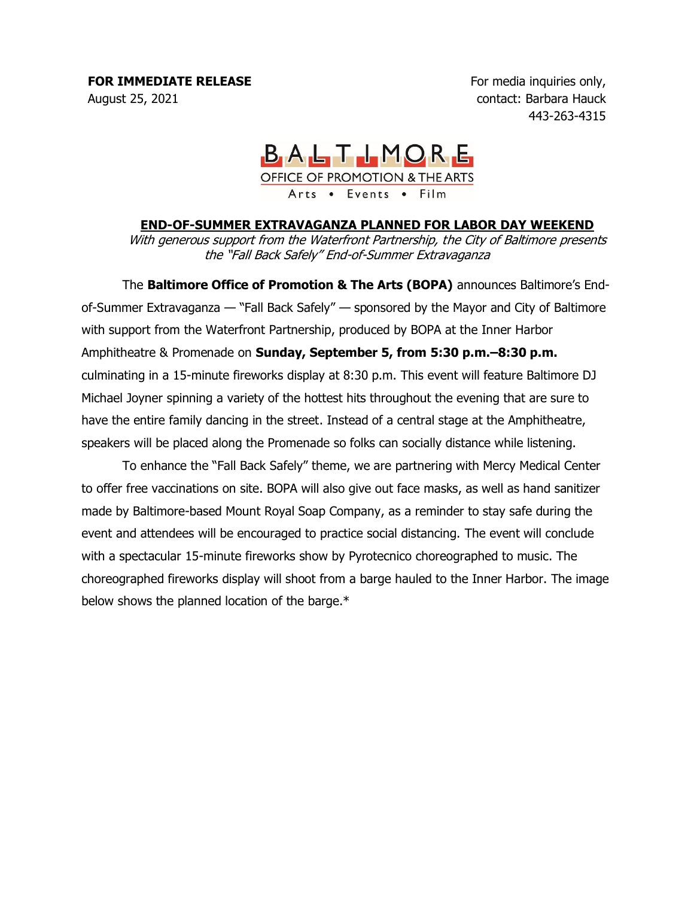**FOR IMMEDIATE RELEASE**
August 25, 2021

For media inquiries only,
contact: Barbara Hauck
443-263-4315

BALTIMORE
OFFICE OF PROMOTION & THE ARTS
Arts • Events • Film

# END-OF-SUMMER EXTRAVAGANZA PLANNED FOR LABOR DAY WEEKEND

*With generous support from the Waterfront Partnership, the City of Baltimore presents the "Fall Back Safely" End-of-Summer Extravaganza*

The **Baltimore Office of Promotion & The Arts (BOPA)** announces Baltimore's End-of-Summer Extravaganza — "Fall Back Safely" — sponsored by the Mayor and City of Baltimore with support from the Waterfront Partnership, produced by BOPA at the Inner Harbor Amphitheatre & Promenade on **Sunday, September 5, from 5:30 p.m.–8:30 p.m.** culminating in a 15-minute fireworks display at 8:30 p.m. This event will feature Baltimore DJ Michael Joyner spinning a variety of the hottest hits throughout the evening that are sure to have the entire family dancing in the street. Instead of a central stage at the Amphitheatre, speakers will be placed along the Promenade so folks can socially distance while listening.

To enhance the "Fall Back Safely" theme, we are partnering with Mercy Medical Center to offer free vaccinations on site. BOPA will also give out face masks, as well as hand sanitizer made by Baltimore-based Mount Royal Soap Company, as a reminder to stay safe during the event and attendees will be encouraged to practice social distancing. The event will conclude with a spectacular 15-minute fireworks show by Pyrotecnico choreographed to music. The choreographed fireworks display will shoot from a barge hauled to the Inner Harbor. The image below shows the planned location of the barge.*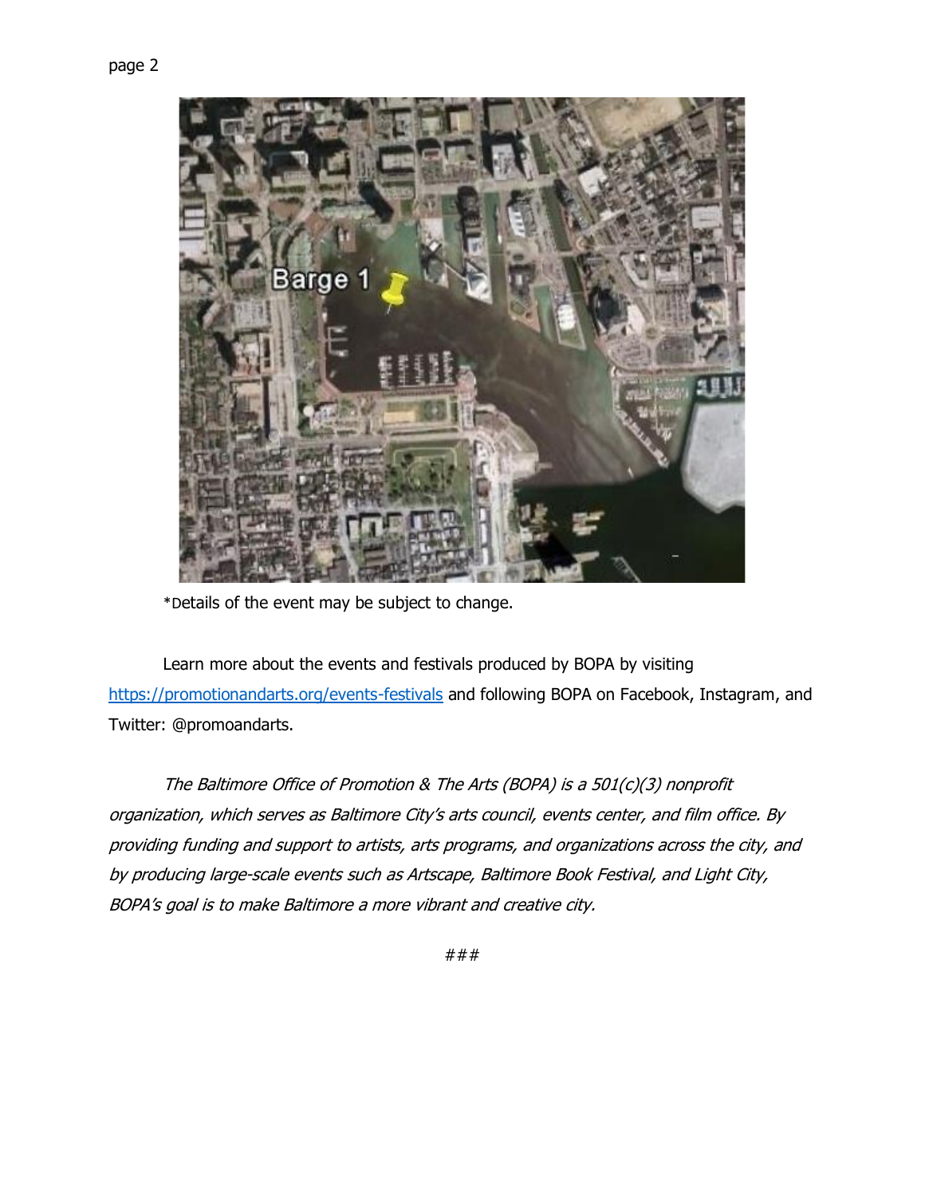*Details of the event may be subject to change.

Learn more about the events and festivals produced by BOPA by visiting [https://promotionandarts.org/events-festivals](https://promotionandarts.org/events-festivals) and following BOPA on Facebook, Instagram, and Twitter: @promoandarts.

*The Baltimore Office of Promotion & The Arts (BOPA) is a 501(c)(3) nonprofit organization, which serves as Baltimore City's arts council, events center, and film office. By providing funding and support to artists, arts programs, and organizations across the city, and by producing large-scale events such as Artscape, Baltimore Book Festival, and Light City, BOPA's goal is to make Baltimore a more vibrant and creative city.*

###